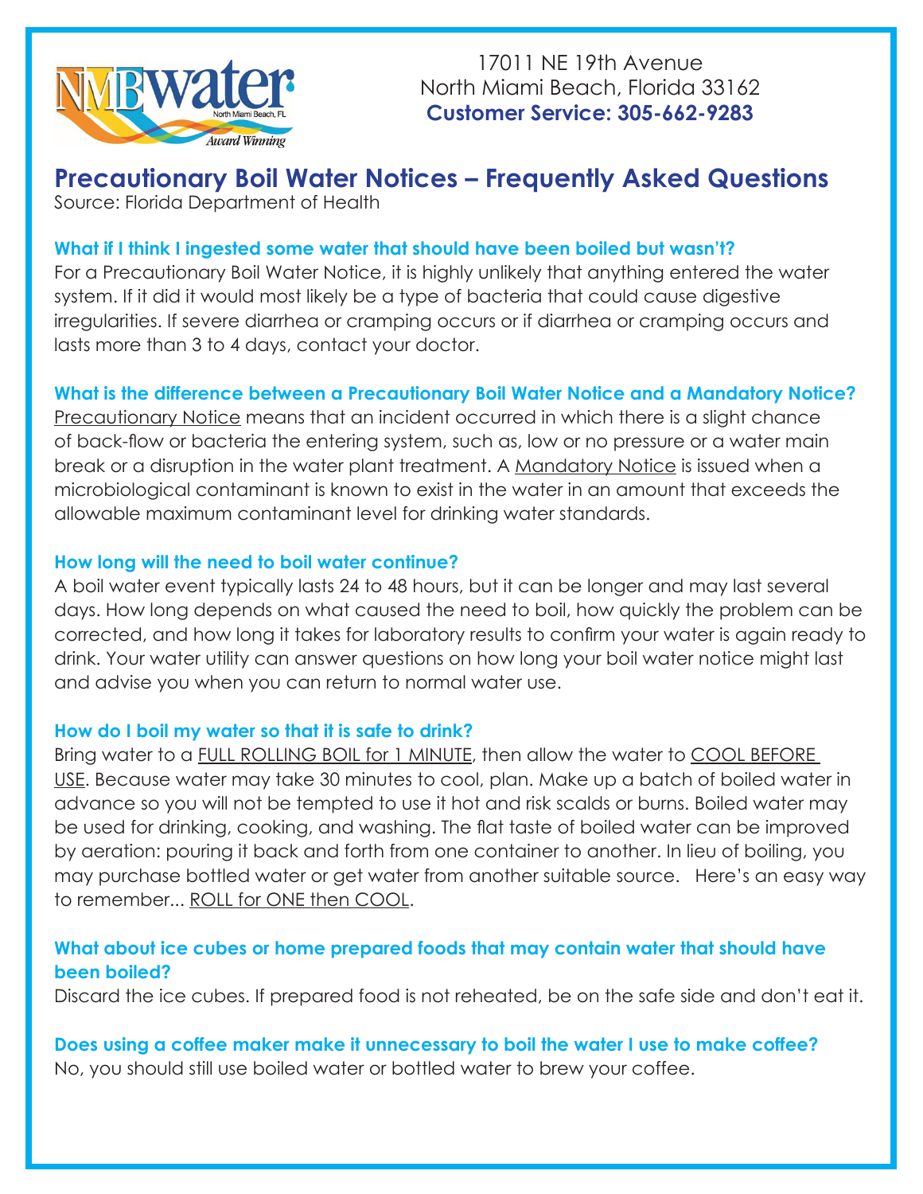17011 NE 19th Avenue
North Miami Beach, Florida 33162
**Customer Service: 305-662-9283**

# Precautionary Boil Water Notices – Frequently Asked Questions

Source: Florida Department of Health

### What if I think I ingested some water that should have been boiled but wasn't?

For a Precautionary Boil Water Notice, it is highly unlikely that anything entered the water system. If it did it would most likely be a type of bacteria that could cause digestive irregularities. If severe diarrhea or cramping occurs or if diarrhea or cramping occurs and lasts more than 3 to 4 days, contact your doctor.

### What is the difference between a Precautionary Boil Water Notice and a Mandatory Notice?

Precautionary Notice means that an incident occurred in which there is a slight chance of back-flow or bacteria the entering system, such as, low or no pressure or a water main break or a disruption in the water plant treatment. A Mandatory Notice is issued when a microbiological contaminant is known to exist in the water in an amount that exceeds the allowable maximum contaminant level for drinking water standards.

### How long will the need to boil water continue?

A boil water event typically lasts 24 to 48 hours, but it can be longer and may last several days. How long depends on what caused the need to boil, how quickly the problem can be corrected, and how long it takes for laboratory results to confirm your water is again ready to drink. Your water utility can answer questions on how long your boil water notice might last and advise you when you can return to normal water use.

### How do I boil my water so that it is safe to drink?

Bring water to a FULL ROLLING BOIL for 1 MINUTE, then allow the water to COOL BEFORE USE. Because water may take 30 minutes to cool, plan. Make up a batch of boiled water in advance so you will not be tempted to use it hot and risk scalds or burns. Boiled water may be used for drinking, cooking, and washing. The flat taste of boiled water can be improved by aeration: pouring it back and forth from one container to another. In lieu of boiling, you may purchase bottled water or get water from another suitable source. Here's an easy way to remember... ROLL for ONE then COOL.

### What about ice cubes or home prepared foods that may contain water that should have been boiled?

Discard the ice cubes. If prepared food is not reheated, be on the safe side and don't eat it.

### Does using a coffee maker make it unnecessary to boil the water I use to make coffee?

No, you should still use boiled water or bottled water to brew your coffee.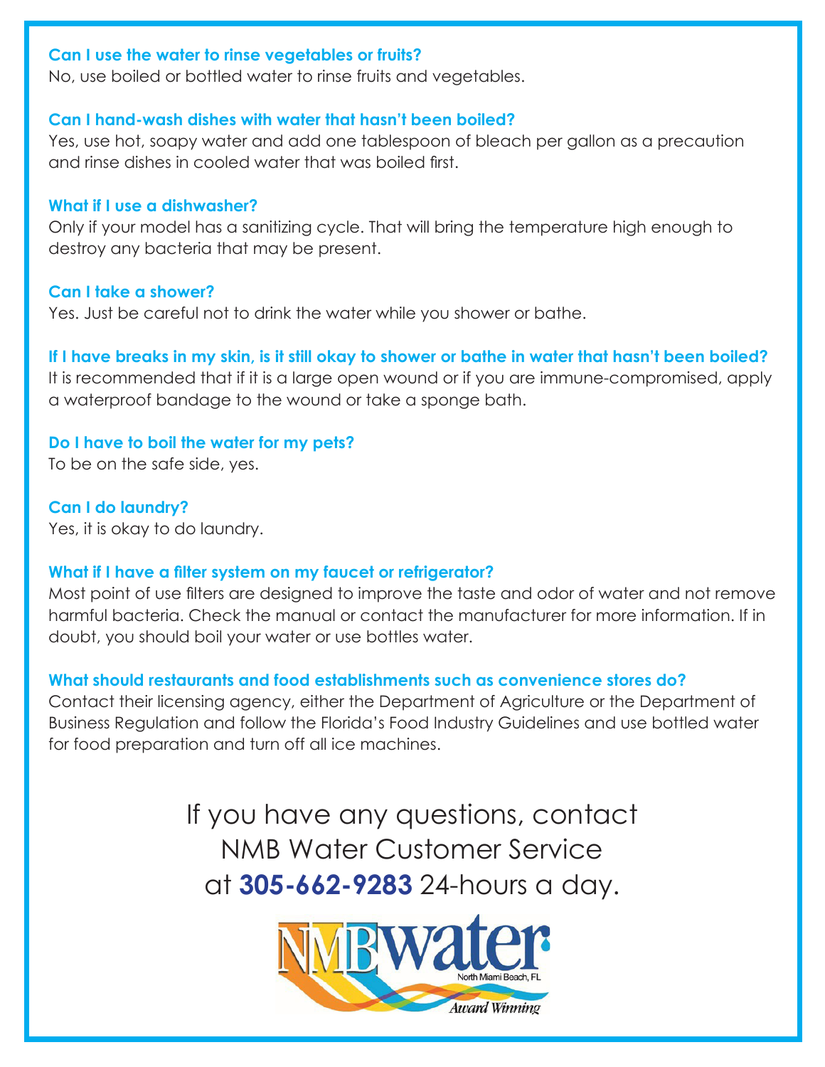**Can I use the water to rinse vegetables or fruits?**
No, use boiled or bottled water to rinse fruits and vegetables.

**Can I hand-wash dishes with water that hasn't been boiled?**
Yes, use hot, soapy water and add one tablespoon of bleach per gallon as a precaution and rinse dishes in cooled water that was boiled first.

**What if I use a dishwasher?**
Only if your model has a sanitizing cycle. That will bring the temperature high enough to destroy any bacteria that may be present.

**Can I take a shower?**
Yes. Just be careful not to drink the water while you shower or bathe.

**If I have breaks in my skin, is it still okay to shower or bathe in water that hasn't been boiled?**
It is recommended that if it is a large open wound or if you are immune-compromised, apply a waterproof bandage to the wound or take a sponge bath.

**Do I have to boil the water for my pets?**
To be on the safe side, yes.

**Can I do laundry?**
Yes, it is okay to do laundry.

**What if I have a filter system on my faucet or refrigerator?**
Most point of use filters are designed to improve the taste and odor of water and not remove harmful bacteria. Check the manual or contact the manufacturer for more information. If in doubt, you should boil your water or use bottles water.

**What should restaurants and food establishments such as convenience stores do?**
Contact their licensing agency, either the Department of Agriculture or the Department of Business Regulation and follow the Florida's Food Industry Guidelines and use bottled water for food preparation and turn off all ice machines.

If you have any questions, contact NMB Water Customer Service at **305-662-9283** 24-hours a day.

NMB water
North Miami Beach, FL
*Award Winning*